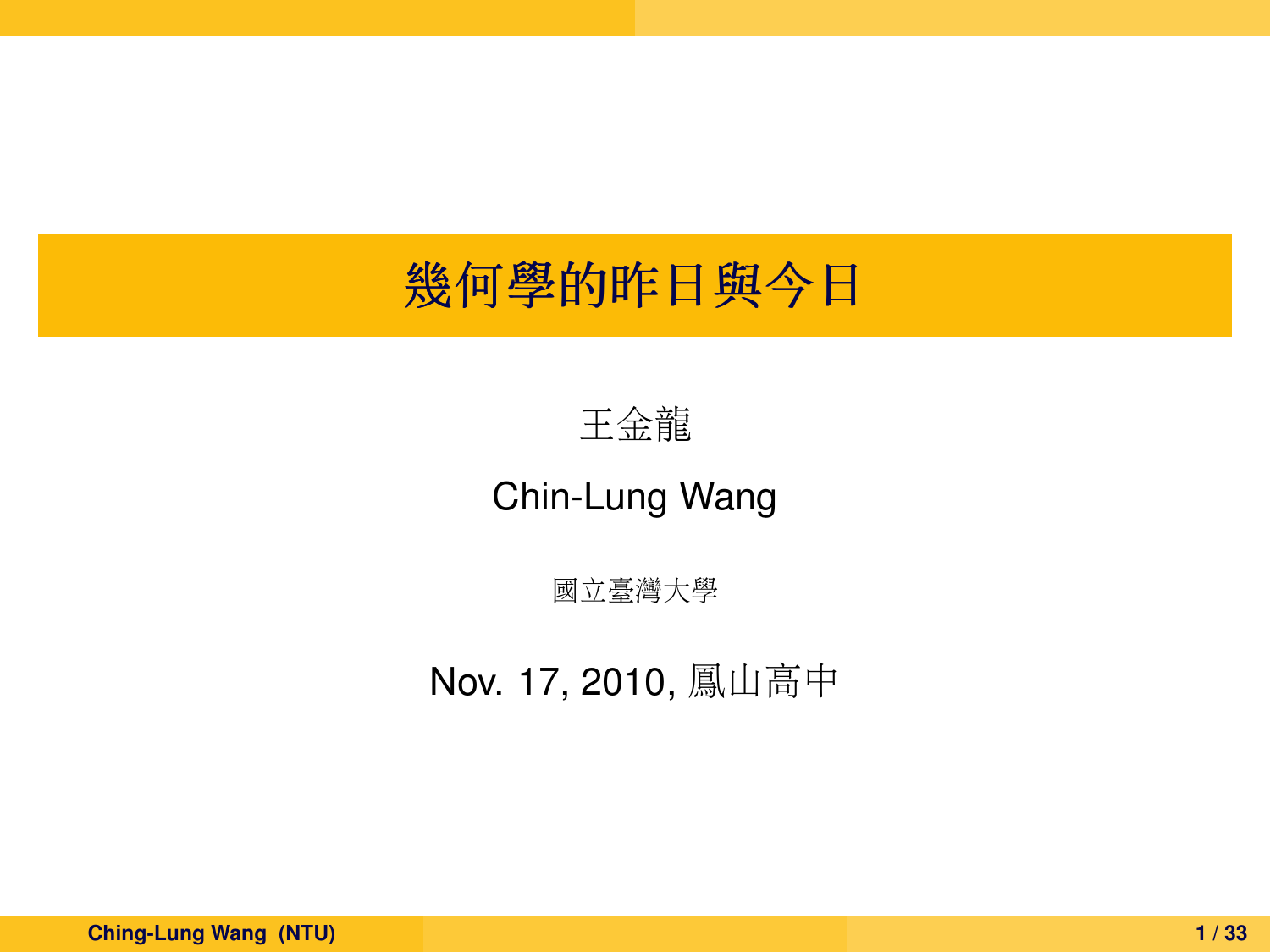# 幾何學的昨日與今日

王金龍

Chin-Lung Wang

國立臺灣大學

Nov. 17, 2010, 鳳山高中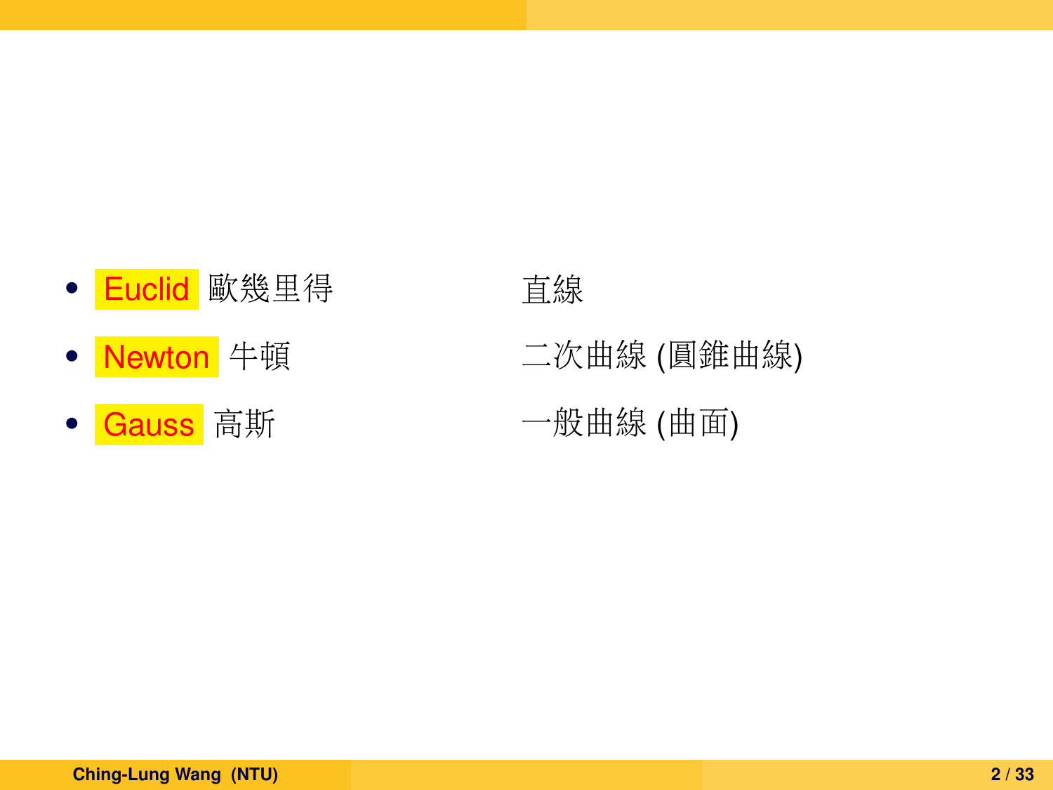- Euclid 歐幾里得 直線
- Newton 牛頓 二次曲線 (圓錐曲線)
- Gauss 高斯 一般曲線 (曲面)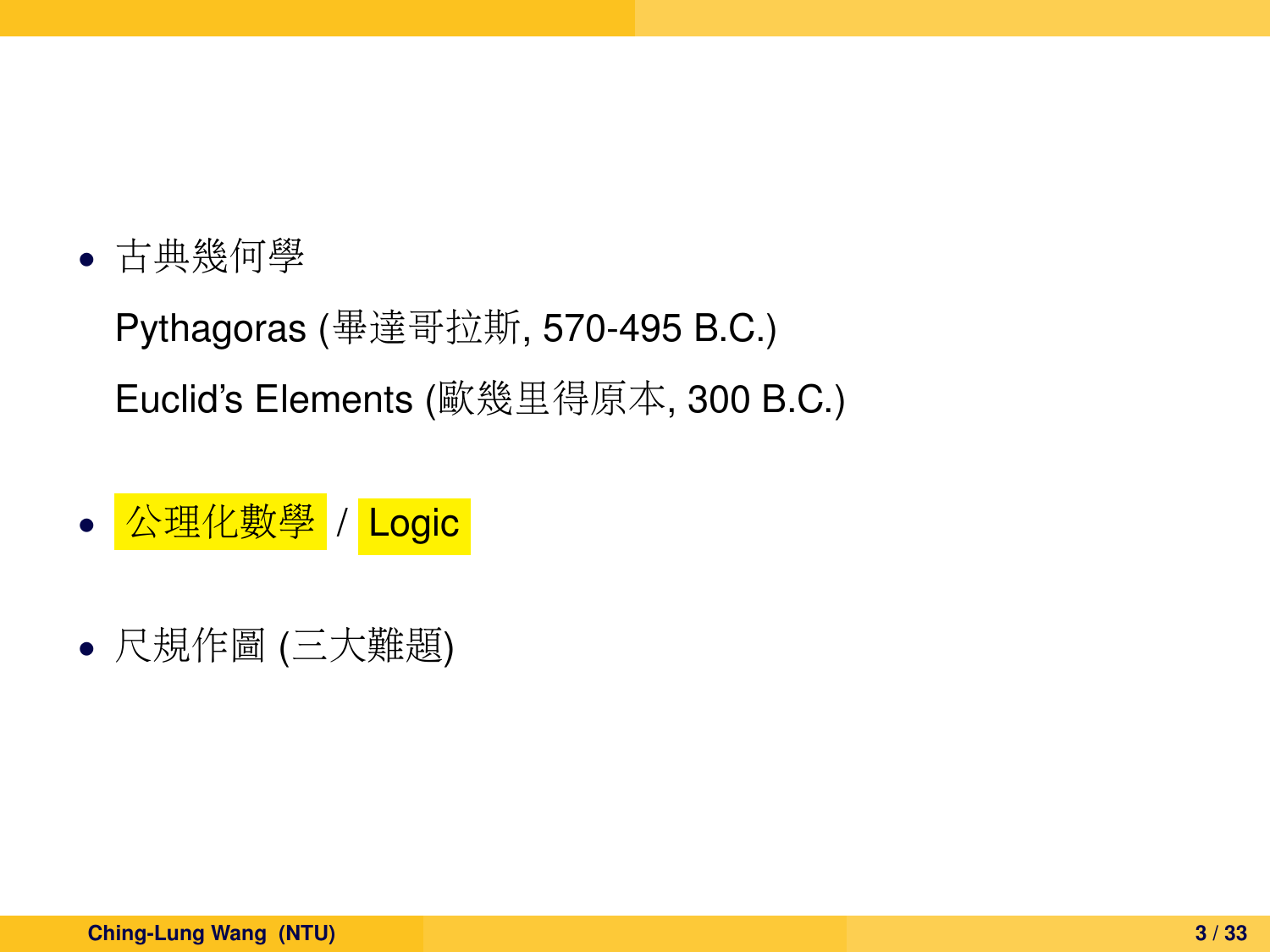- 古典幾何學

  Pythagoras (畢達哥拉斯, 570-495 B.C.)

  Euclid's Elements (歐幾里得原本, 300 B.C.)

- 公理化數學 / Logic

- 尺規作圖 (三大難題)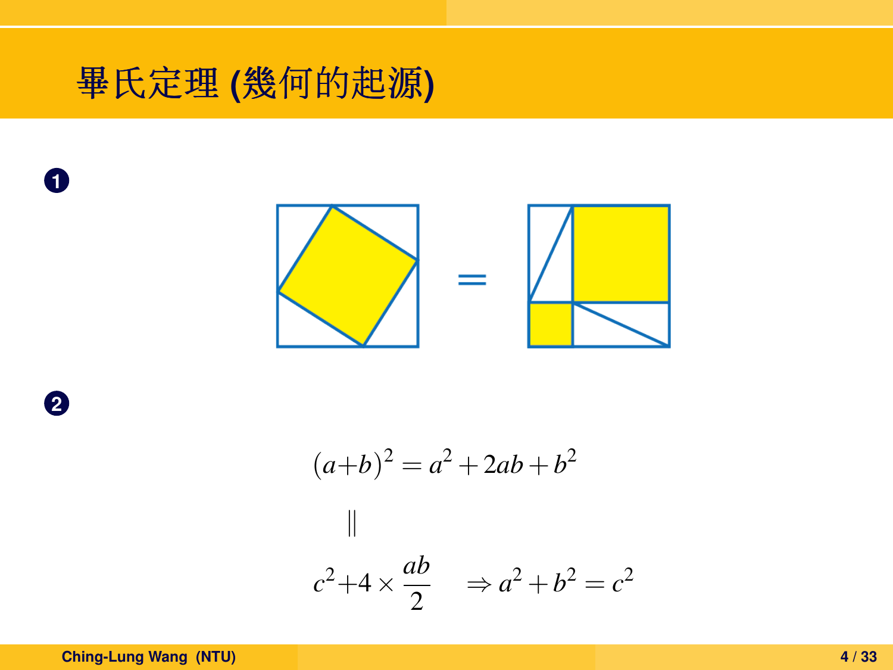# 畢氏定理 (幾何的起源)

1.

2.

$$(a+b)^2 = a^2 + 2ab + b^2$$

$$\|$$

$$c^2 + 4 \times \frac{ab}{2} \quad \Rightarrow a^2 + b^2 = c^2$$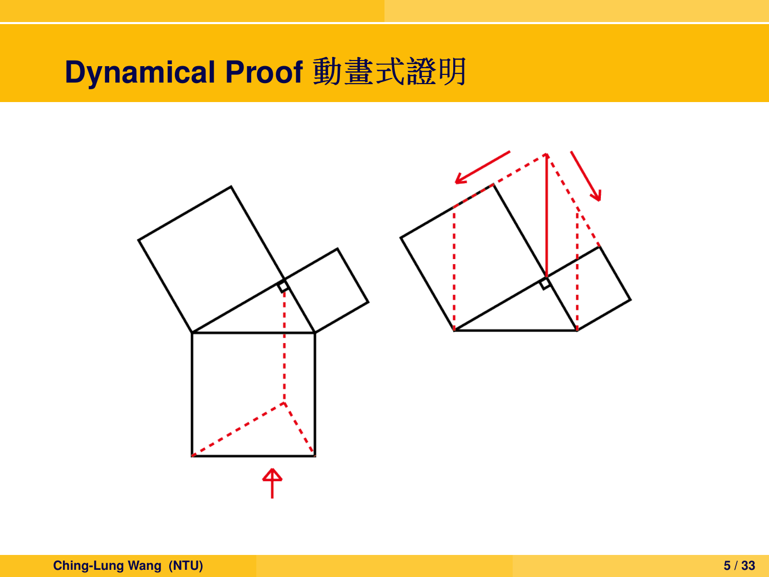# Dynamical Proof 動畫式證明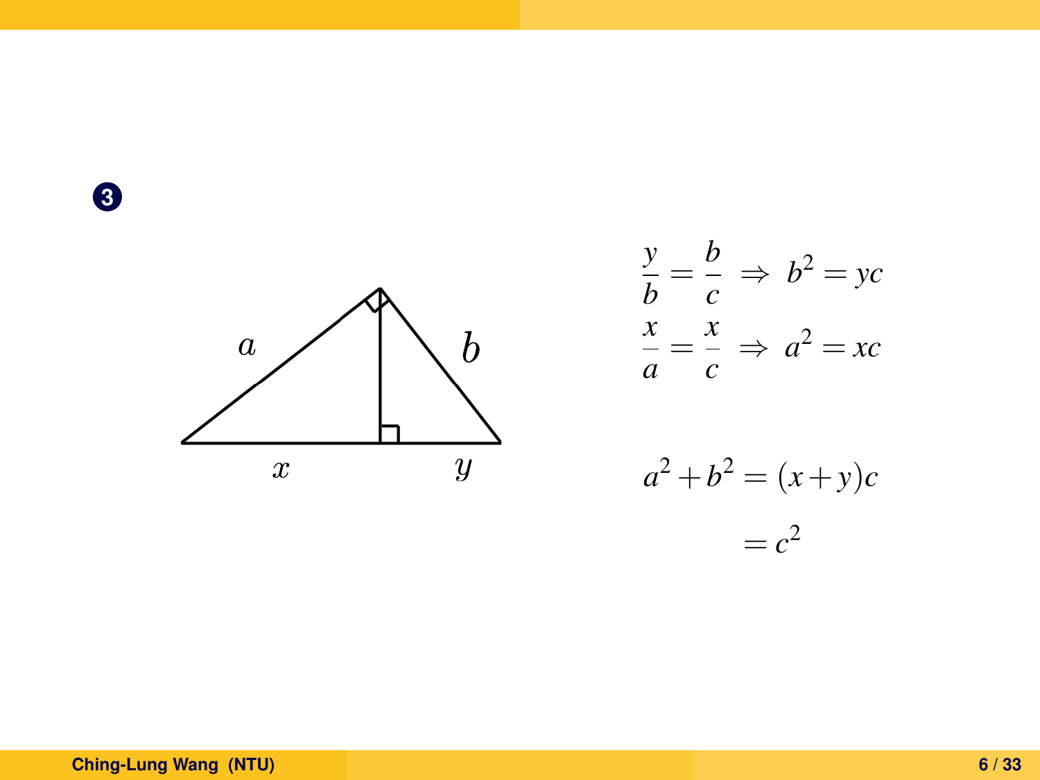3

$$\frac{y}{b} = \frac{b}{c} \Rightarrow b^2 = yc$$

$$\frac{x}{a} = \frac{x}{c} \Rightarrow a^2 = xc$$

$$a^2 + b^2 = (x+y)c$$

$$= c^2$$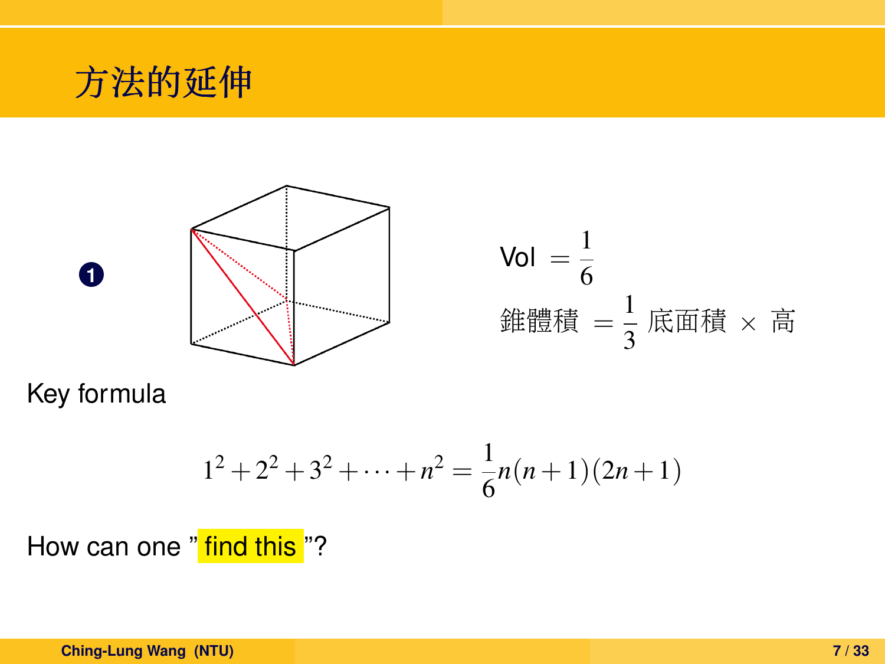# 方法的延伸

1.

$$\text{Vol} = \frac{1}{6}$$

$$\text{錐體積} = \frac{1}{3}\ \text{底面積} \times \text{高}$$

Key formula

$$1^2 + 2^2 + 3^2 + \cdots + n^2 = \frac{1}{6}n(n+1)(2n+1)$$

How can one " find this "?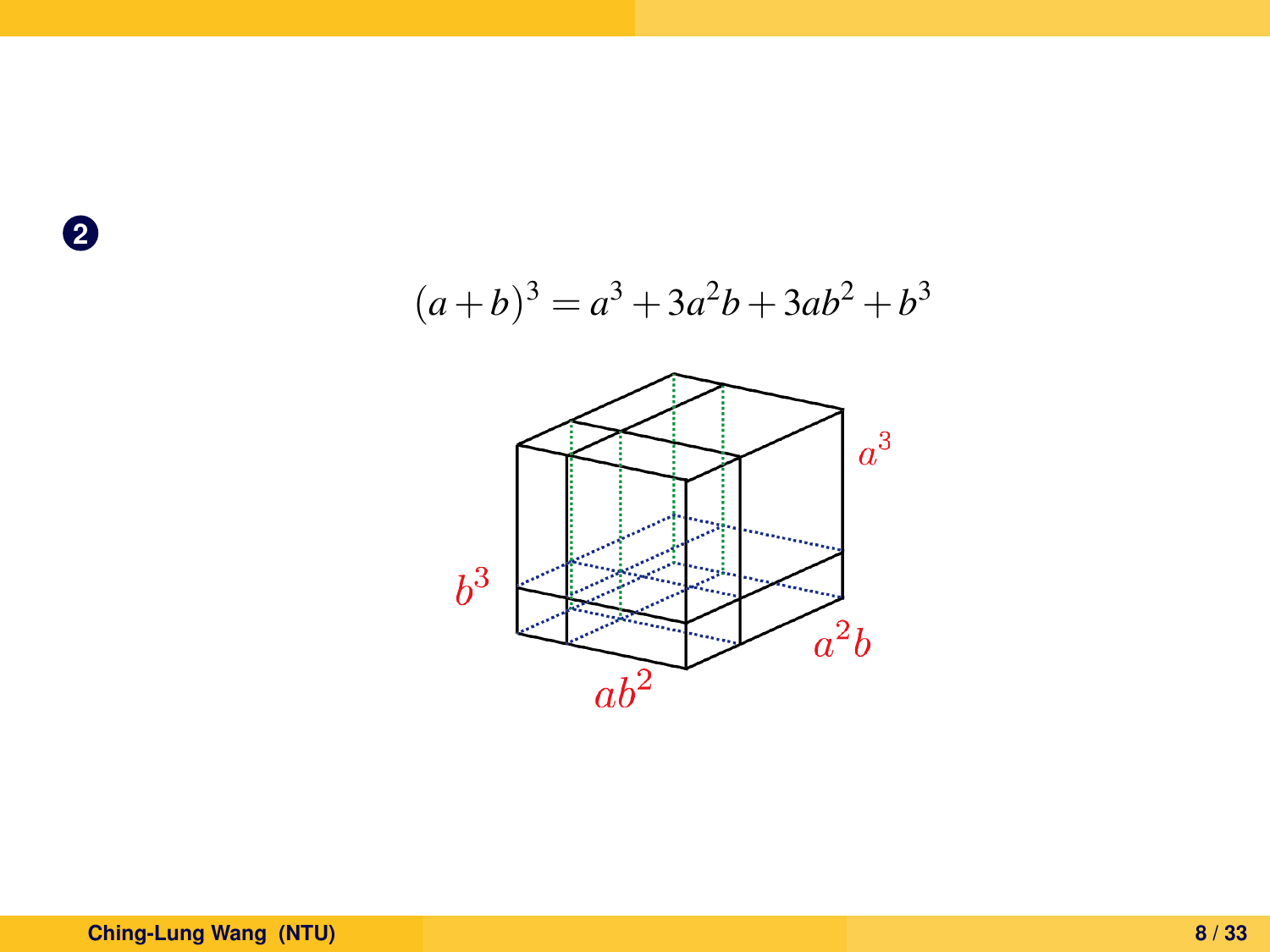**2**

$$(a+b)^3 = a^3 + 3a^2b + 3ab^2 + b^3$$

$a^3$

$b^3$

$a^2b$

$ab^2$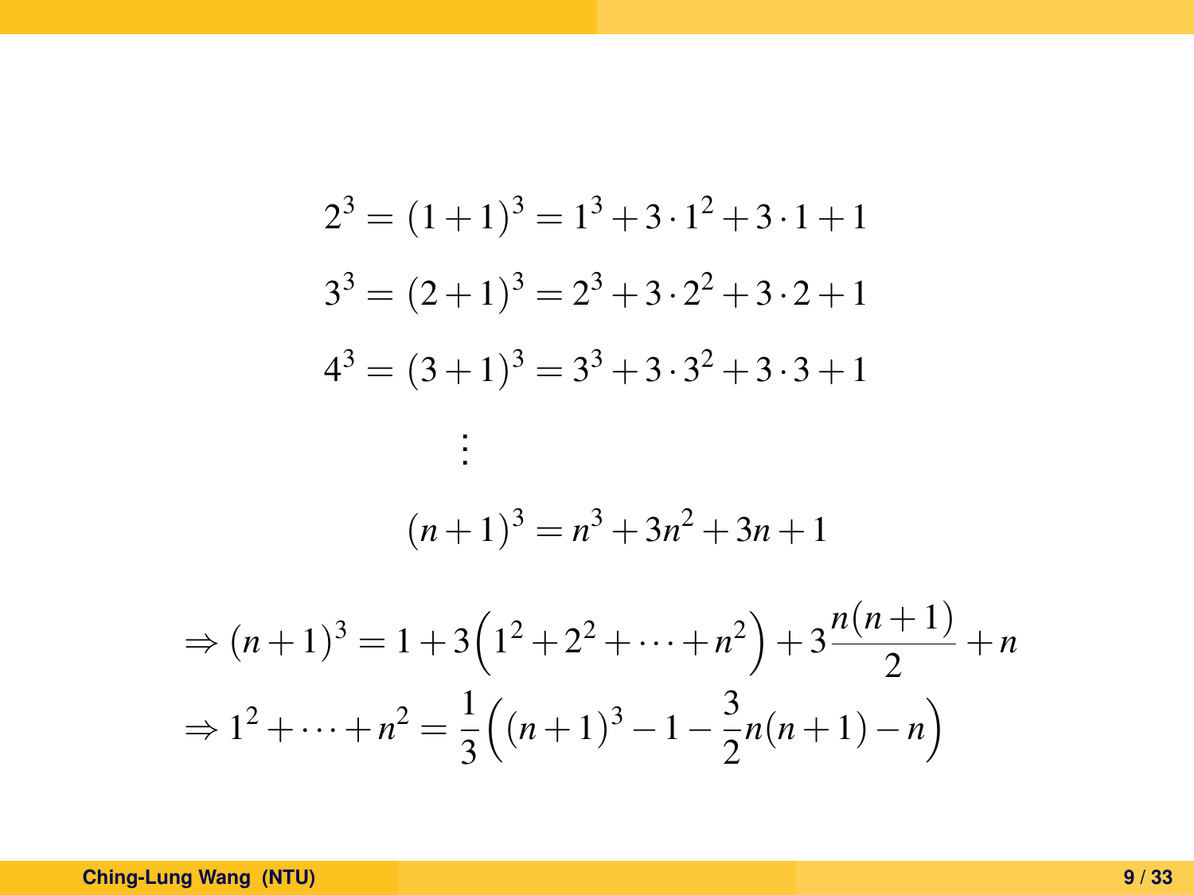$$2^3 = (1+1)^3 = 1^3 + 3 \cdot 1^2 + 3 \cdot 1 + 1$$

$$3^3 = (2+1)^3 = 2^3 + 3 \cdot 2^2 + 3 \cdot 2 + 1$$

$$4^3 = (3+1)^3 = 3^3 + 3 \cdot 3^2 + 3 \cdot 3 + 1$$

$$\vdots$$

$$(n+1)^3 = n^3 + 3n^2 + 3n + 1$$

$$\Rightarrow (n+1)^3 = 1 + 3\left(1^2 + 2^2 + \cdots + n^2\right) + 3\frac{n(n+1)}{2} + n$$

$$\Rightarrow 1^2 + \cdots + n^2 = \frac{1}{3}\left((n+1)^3 - 1 - \frac{3}{2}n(n+1) - n\right)$$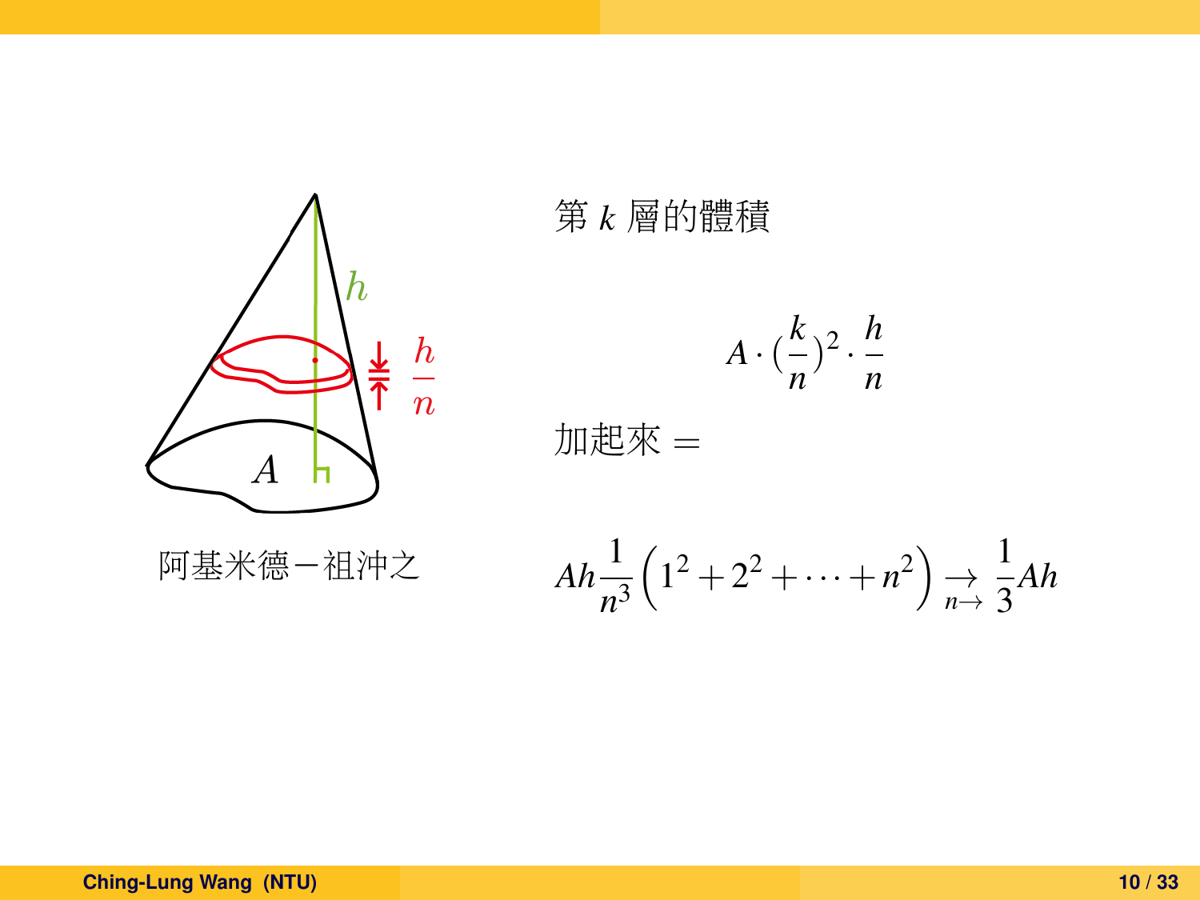阿基米德－祖沖之

第 $k$ 層的體積

$$A \cdot (\frac{k}{n})^2 \cdot \frac{h}{n}$$

加起來 $=$

$$Ah\frac{1}{n^3}\left(1^2+2^2+\cdots+n^2\right) \underset{n\to}{\to} \frac{1}{3}Ah$$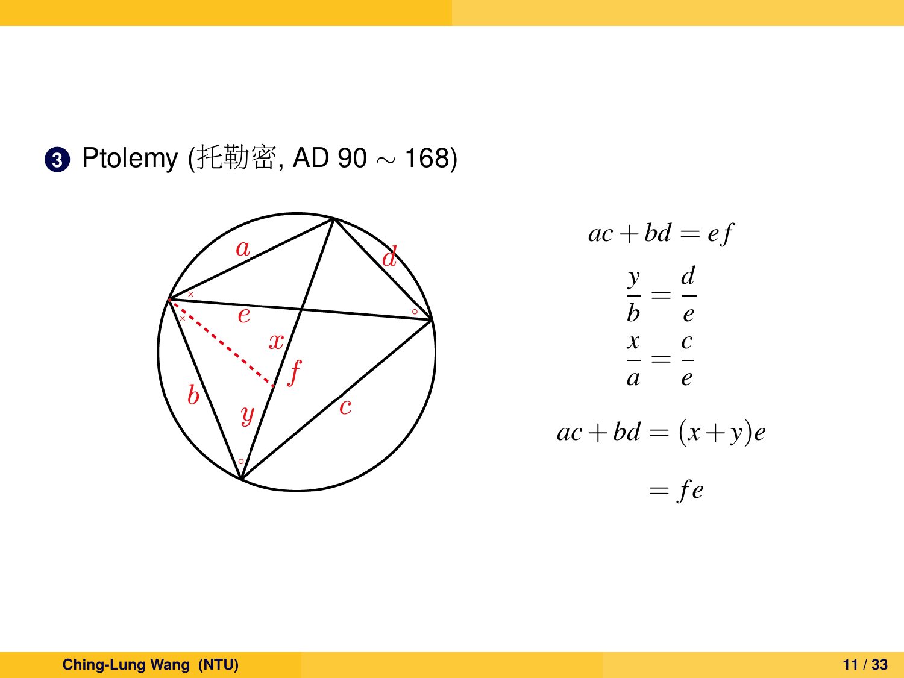3. Ptolemy (托勒密, AD 90 $\sim$ 168)

$$ac + bd = ef$$

$$\frac{y}{b} = \frac{d}{e}$$

$$\frac{x}{a} = \frac{c}{e}$$

$$ac + bd = (x+y)e$$

$$= fe$$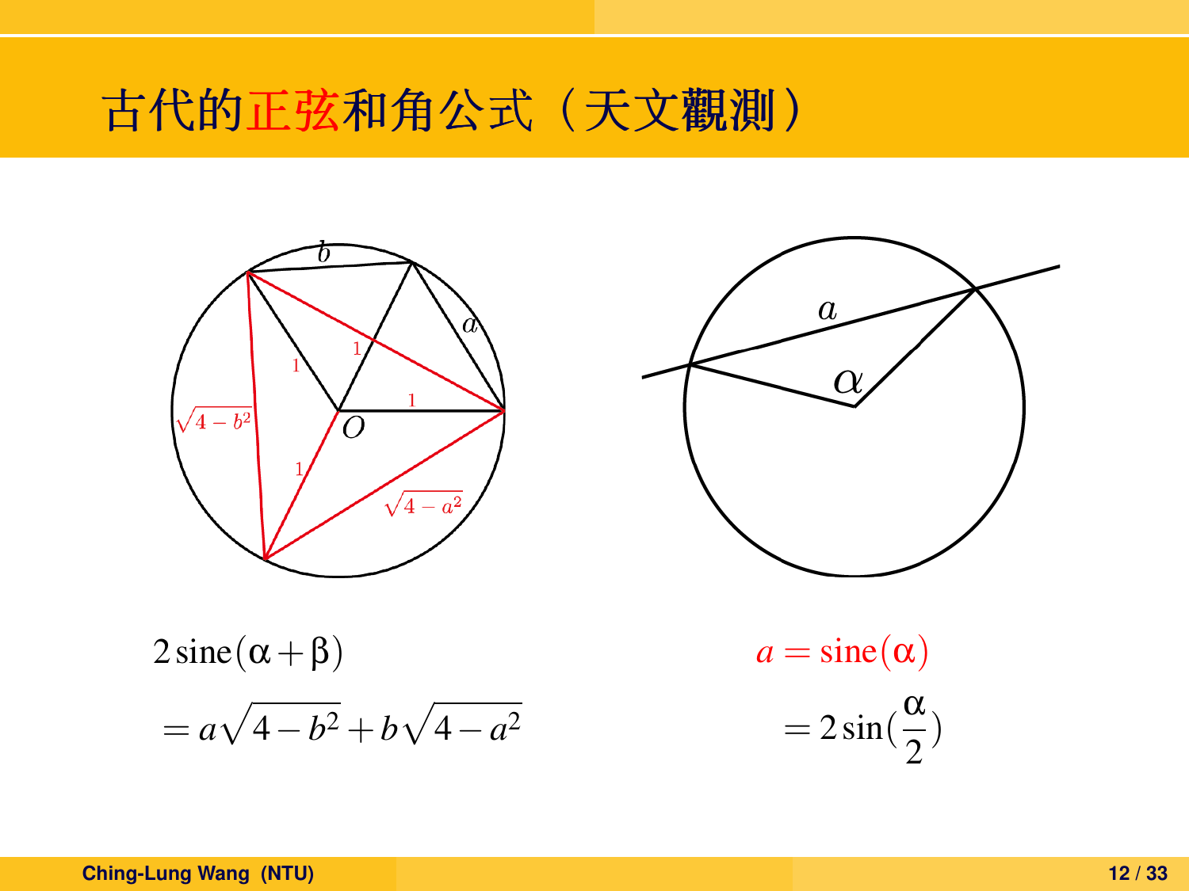# 古代的正弦和角公式（天文觀測）

$$2\,\text{sine}(\alpha+\beta)$$
$$= a\sqrt{4-b^2}+b\sqrt{4-a^2}$$

$$a = \text{sine}(\alpha)$$
$$= 2\sin(\frac{\alpha}{2})$$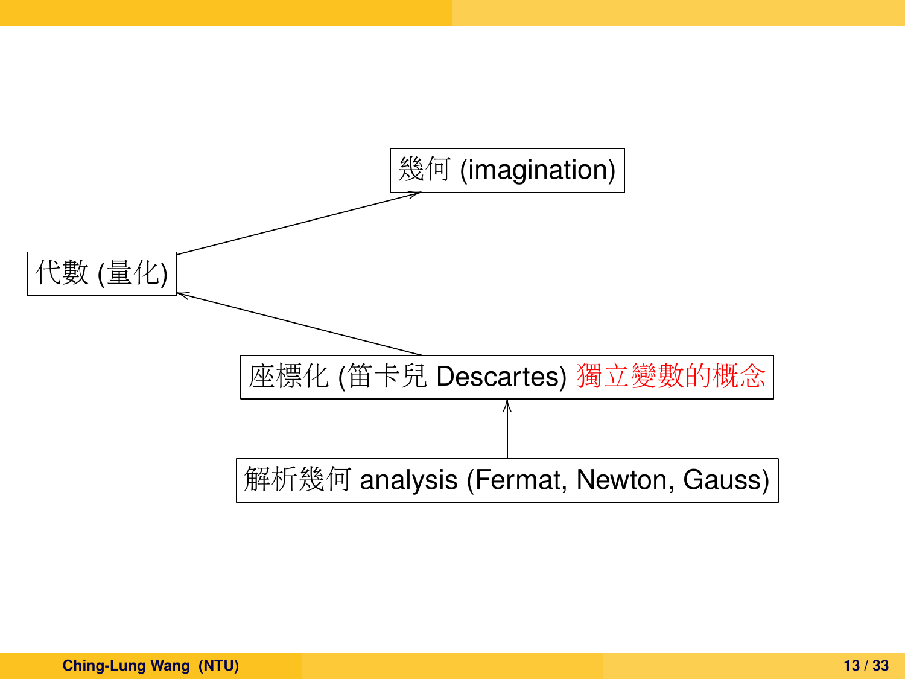幾何 (imagination)

代數 (量化)

座標化 (笛卡兒 Descartes) 獨立變數的概念

解析幾何 analysis (Fermat, Newton, Gauss)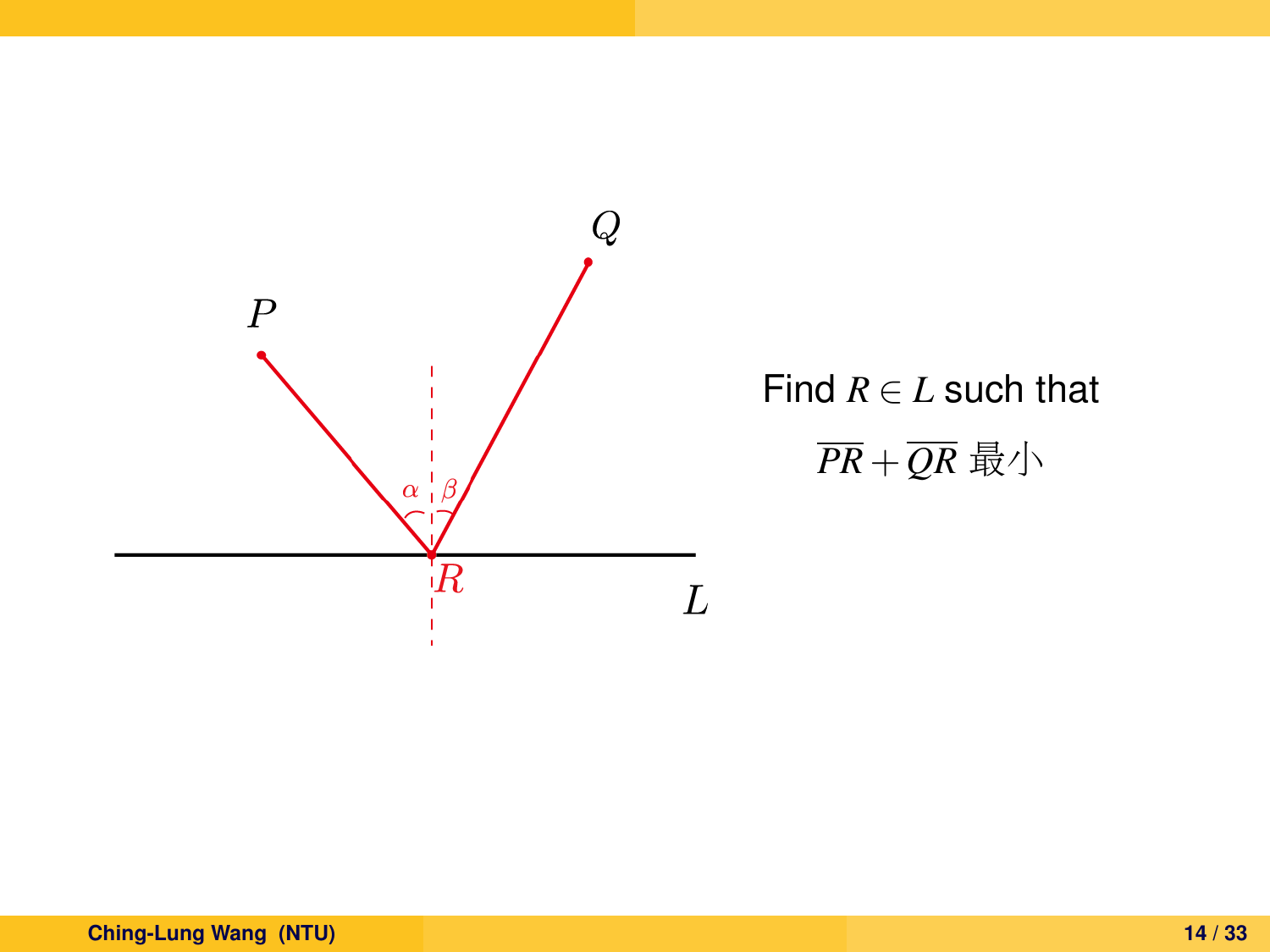Find $R \in L$ such that

$$\overline{PR} + \overline{QR} \text{ 最小}$$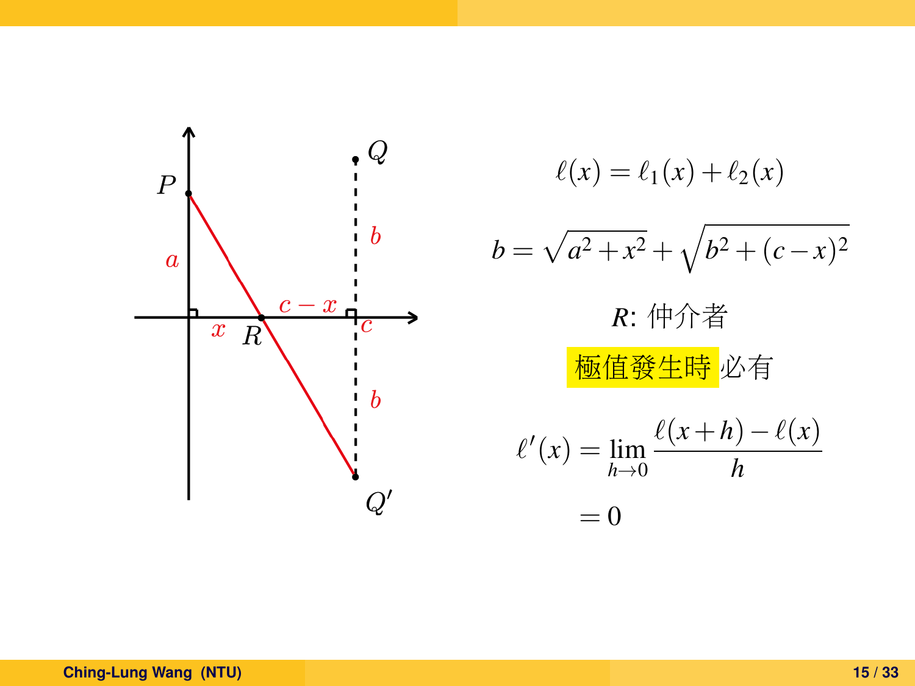$$\ell(x) = \ell_1(x) + \ell_2(x)$$

$$b = \sqrt{a^2 + x^2} + \sqrt{b^2 + (c-x)^2}$$

$R$: 仲介者

極值發生時必有

$$\ell'(x) = \lim_{h \to 0} \frac{\ell(x+h) - \ell(x)}{h}$$

$$= 0$$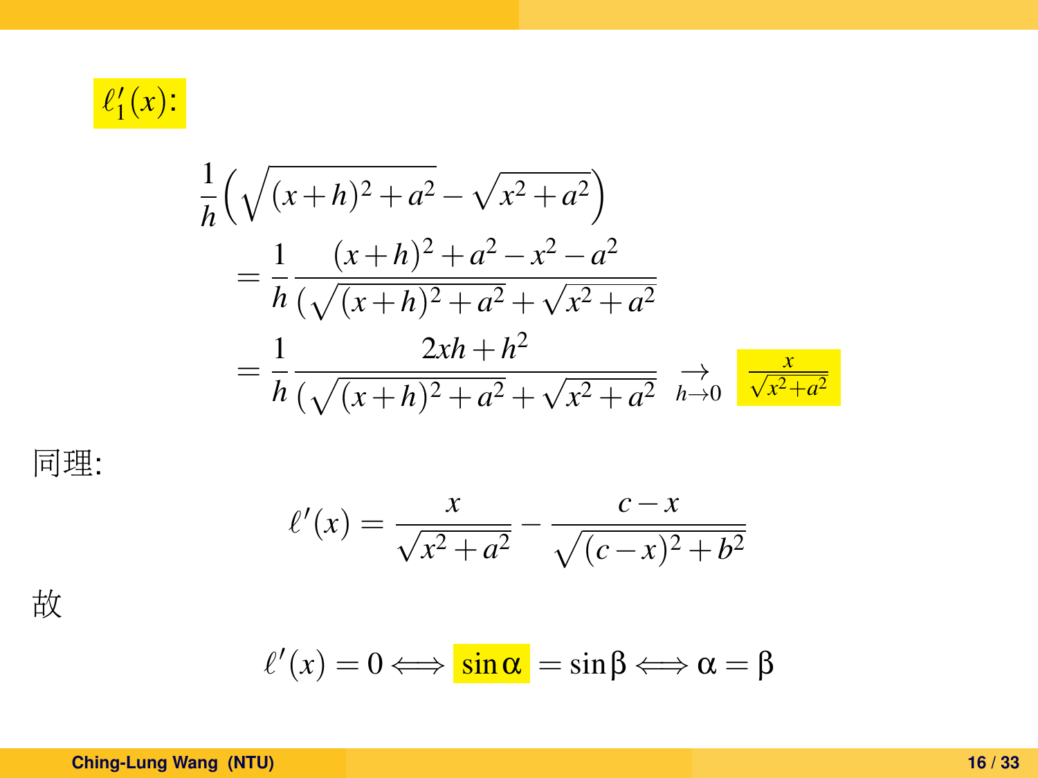$\ell_1'(x)$:

$$
\begin{aligned}
&\frac{1}{h}\left(\sqrt{(x+h)^2+a^2}-\sqrt{x^2+a^2}\right) \\
&\quad = \frac{1}{h}\frac{(x+h)^2+a^2-x^2-a^2}{(\sqrt{(x+h)^2+a^2}+\sqrt{x^2+a^2}} \\
&\quad = \frac{1}{h}\frac{2xh+h^2}{(\sqrt{(x+h)^2+a^2}+\sqrt{x^2+a^2}} \underset{h\to 0}{\longrightarrow} \frac{x}{\sqrt{x^2+a^2}}
\end{aligned}
$$

同理:

$$
\ell'(x) = \frac{x}{\sqrt{x^2+a^2}} - \frac{c-x}{\sqrt{(c-x)^2+b^2}}
$$

故

$$
\ell'(x) = 0 \Longleftrightarrow \sin\alpha = \sin\beta \Longleftrightarrow \alpha = \beta
$$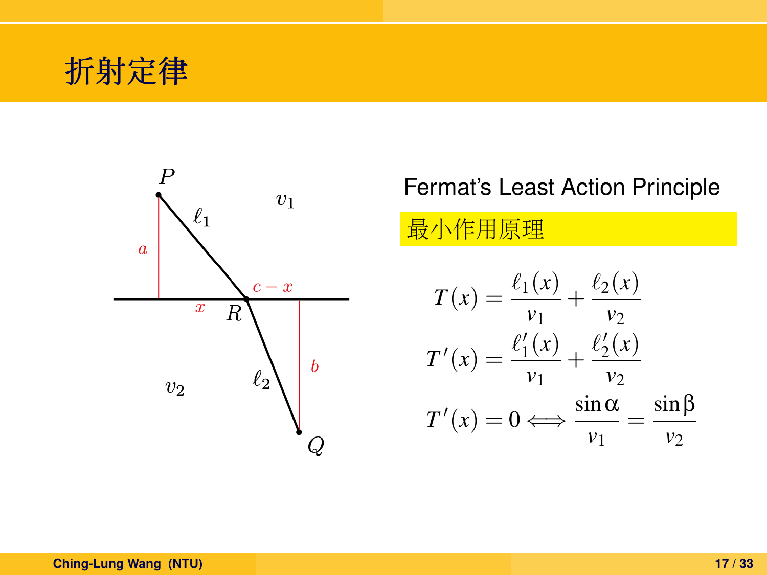# 折射定律

Fermat's Least Action Principle

最小作用原理

$$T(x) = \frac{\ell_1(x)}{v_1} + \frac{\ell_2(x)}{v_2}$$

$$T'(x) = \frac{\ell_1'(x)}{v_1} + \frac{\ell_2'(x)}{v_2}$$

$$T'(x) = 0 \Longleftrightarrow \frac{\sin\alpha}{v_1} = \frac{\sin\beta}{v_2}$$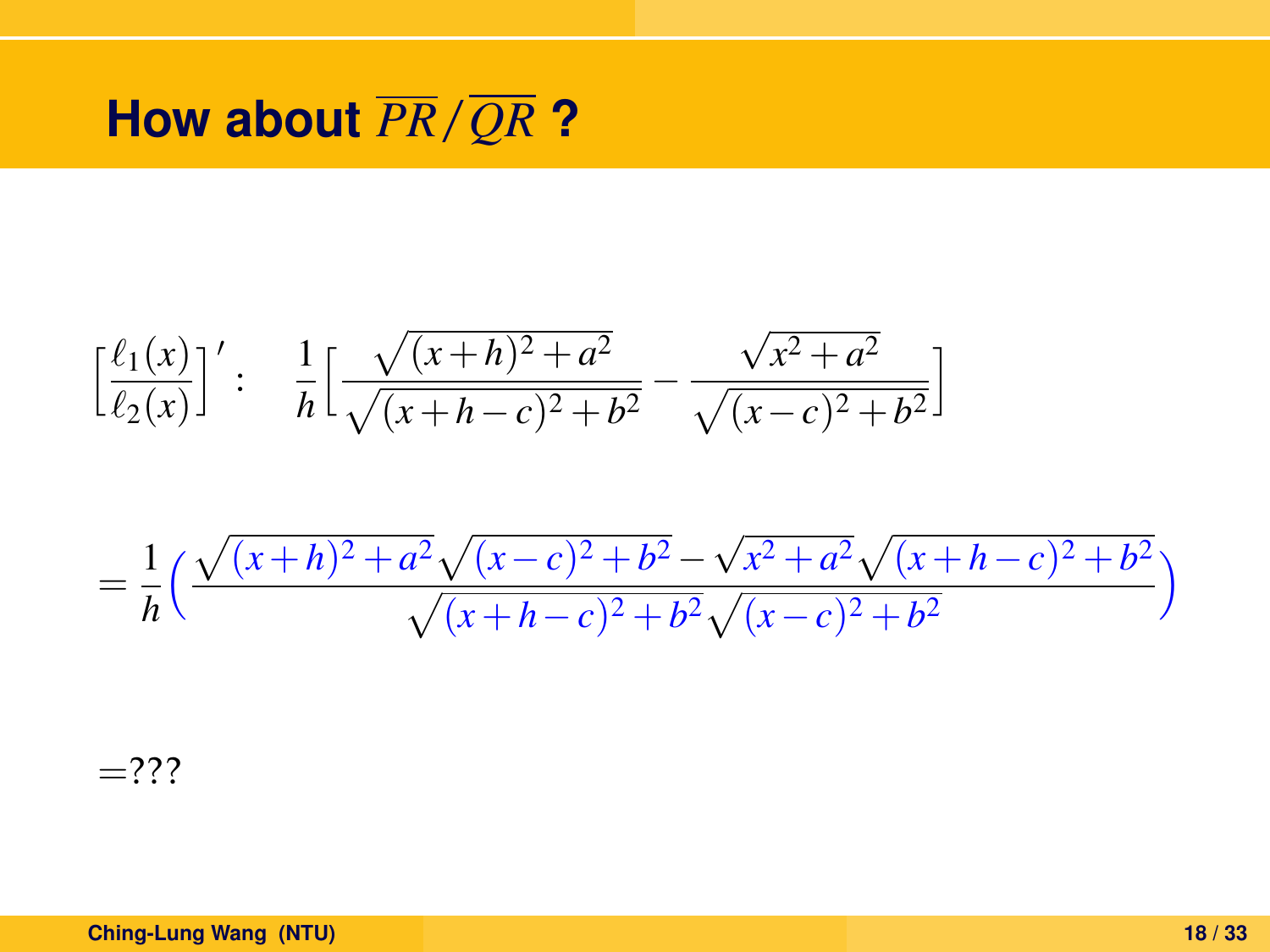# How about $\overline{PR}/\overline{QR}$ ?

$$\Big[\frac{\ell_1(x)}{\ell_2(x)}\Big]': \quad \frac{1}{h}\Big[\frac{\sqrt{(x+h)^2+a^2}}{\sqrt{(x+h-c)^2+b^2}} - \frac{\sqrt{x^2+a^2}}{\sqrt{(x-c)^2+b^2}}\Big]$$

$$= \frac{1}{h}\Big(\frac{\sqrt{(x+h)^2+a^2}\sqrt{(x-c)^2+b^2} - \sqrt{x^2+a^2}\sqrt{(x+h-c)^2+b^2}}{\sqrt{(x+h-c)^2+b^2}\sqrt{(x-c)^2+b^2}}\Big)$$

$=$???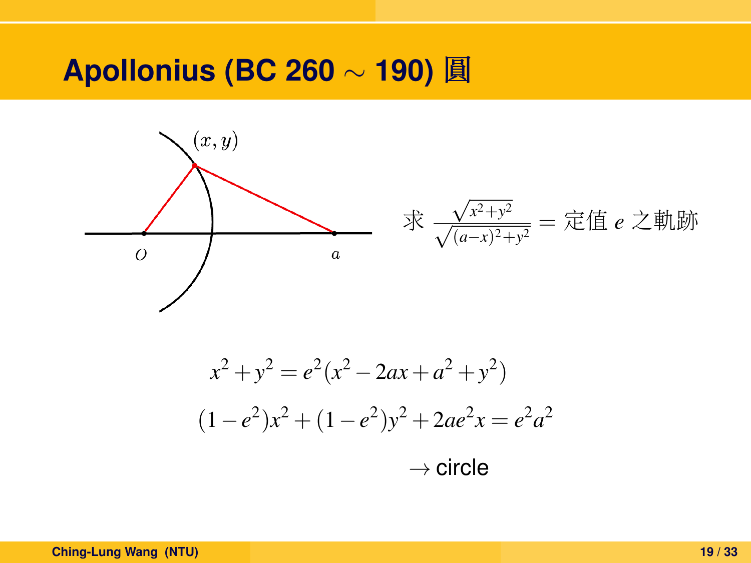# Apollonius (BC 260 $\sim$ 190) 圓

$(x, y)$

$O$ $a$

求 $\frac{\sqrt{x^2+y^2}}{\sqrt{(a-x)^2+y^2}} =$ 定值 $e$ 之軌跡

$$x^2+y^2 = e^2(x^2-2ax+a^2+y^2)$$

$$(1-e^2)x^2+(1-e^2)y^2+2ae^2x = e^2a^2$$

$\rightarrow$ circle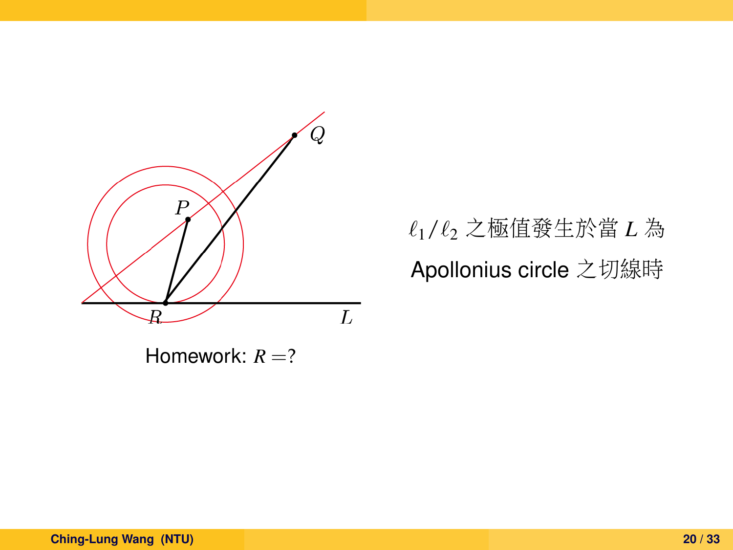Homework: $R = ?$

$\ell_1/\ell_2$ 之極值發生於當 $L$ 為 Apollonius circle 之切線時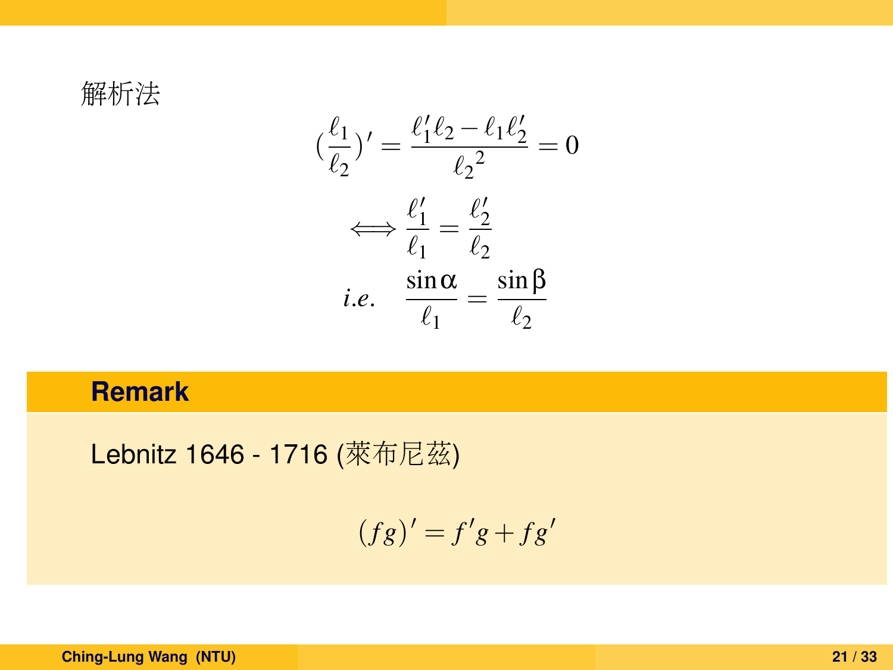解析法

$$\left(\frac{\ell_1}{\ell_2}\right)' = \frac{\ell_1'\ell_2 - \ell_1\ell_2'}{{\ell_2}^2} = 0$$

$$\Longleftrightarrow \frac{\ell_1'}{\ell_1} = \frac{\ell_2'}{\ell_2}$$

$$i.e. \quad \frac{\sin\alpha}{\ell_1} = \frac{\sin\beta}{\ell_2}$$

### Remark

Lebnitz 1646 - 1716 (萊布尼茲)

$$(fg)' = f'g + fg'$$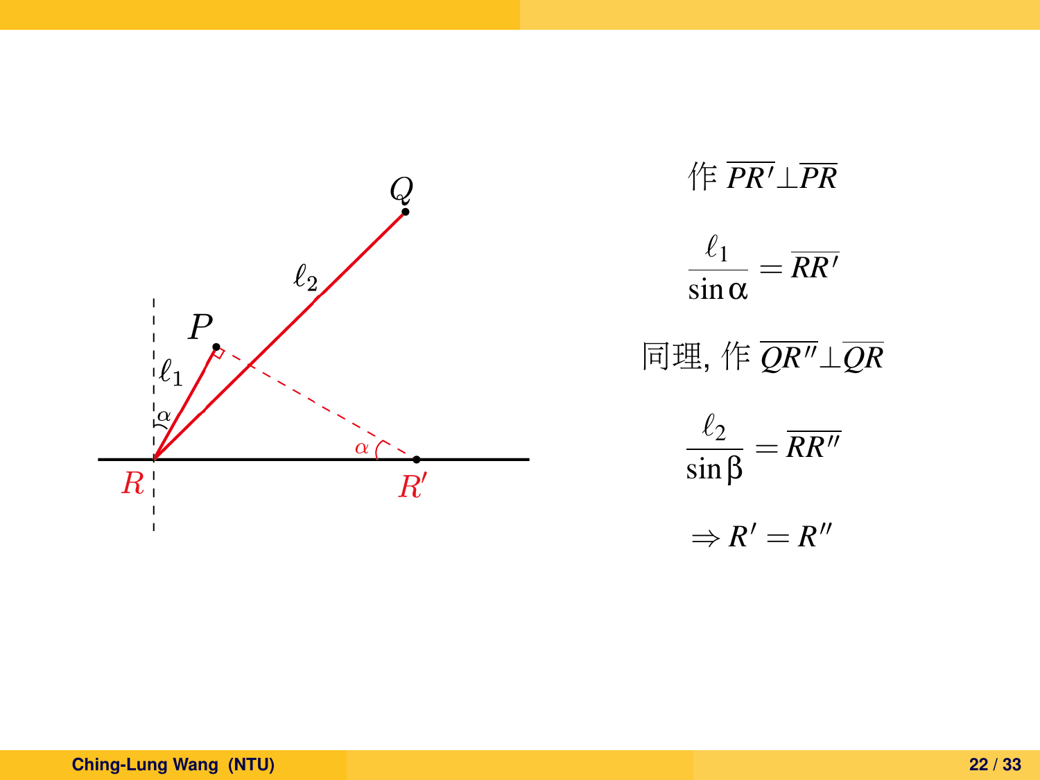作 $\overline{PR'} \perp \overline{PR}$

$$\frac{\ell_1}{\sin\alpha} = \overline{RR'}$$

同理, 作 $\overline{QR''} \perp \overline{QR}$

$$\frac{\ell_2}{\sin\beta} = \overline{RR''}$$

$$\Rightarrow R' = R''$$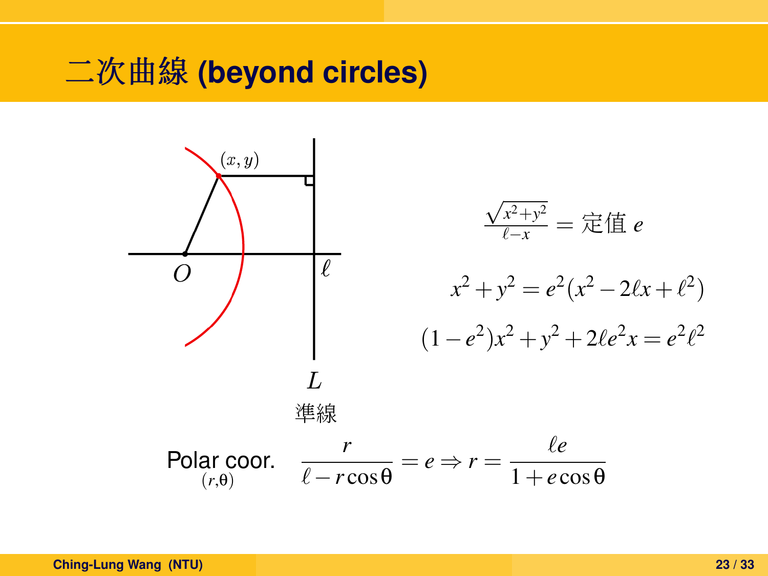# 二次曲線 (beyond circles)

$(x, y)$

$O$　　$\ell$

$L$

準線

$$\frac{\sqrt{x^2+y^2}}{\ell-x} = \text{定值 } e$$

$$x^2+y^2 = e^2(x^2-2\ell x+\ell^2)$$

$$(1-e^2)x^2+y^2+2\ell e^2 x = e^2\ell^2$$

Polar coor. $(r,\theta)$

$$\frac{r}{\ell - r\cos\theta} = e \Rightarrow r = \frac{\ell e}{1+e\cos\theta}$$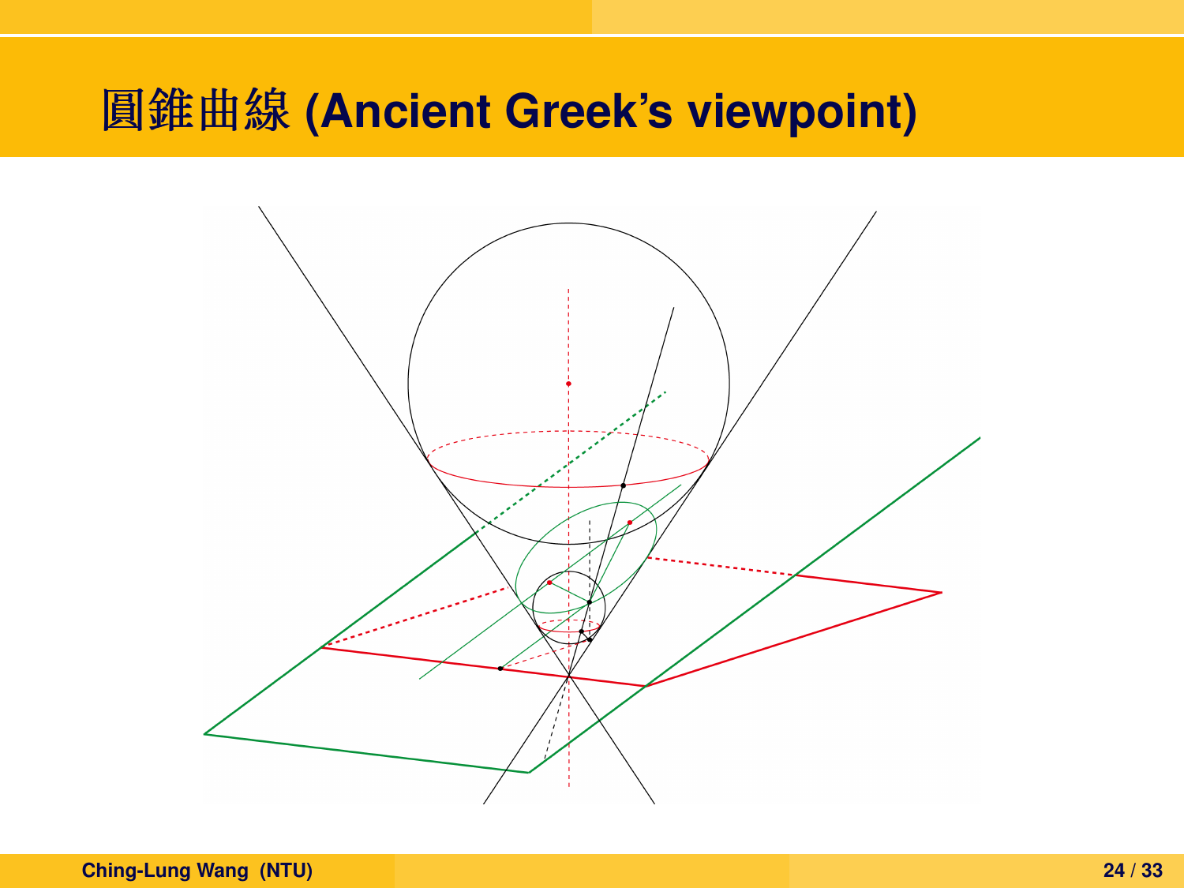# 圓錐曲線 (Ancient Greek's viewpoint)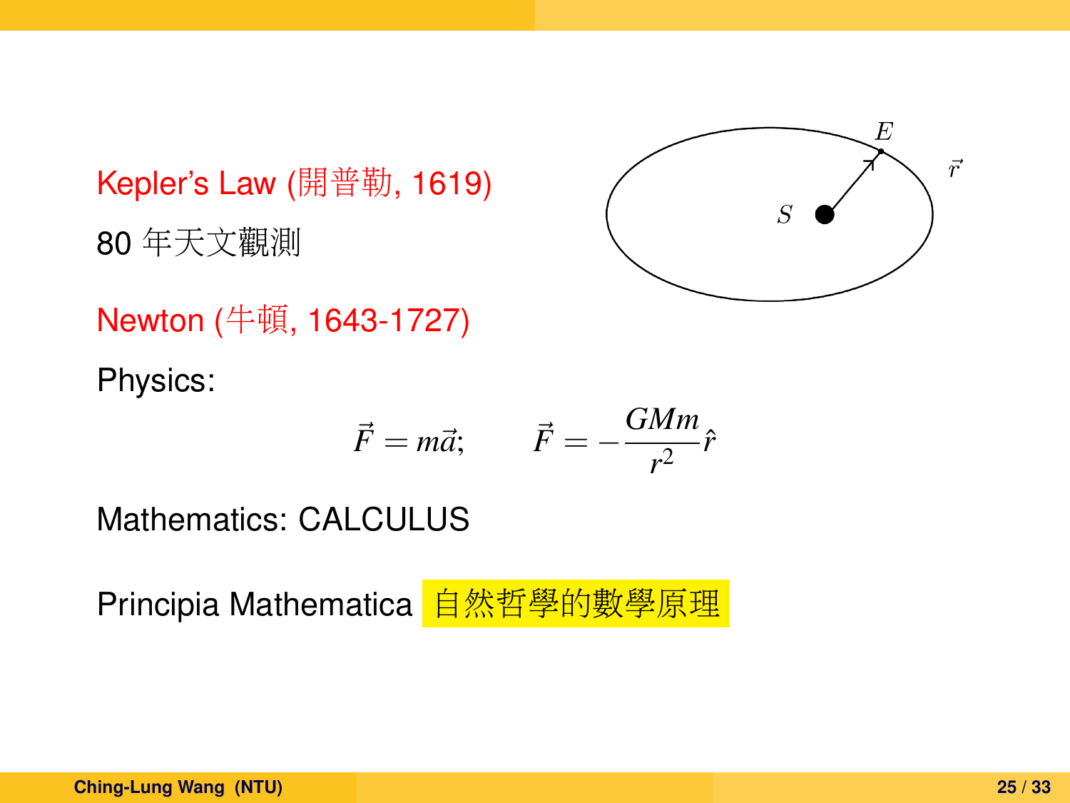Kepler's Law (開普勒, 1619)

80 年天文觀測

Newton (牛頓, 1643-1727)

Physics:

$$\vec{F} = m\vec{a}; \qquad \vec{F} = -\frac{GMm}{r^2}\hat{r}$$

Mathematics: CALCULUS

Principia Mathematica 自然哲學的數學原理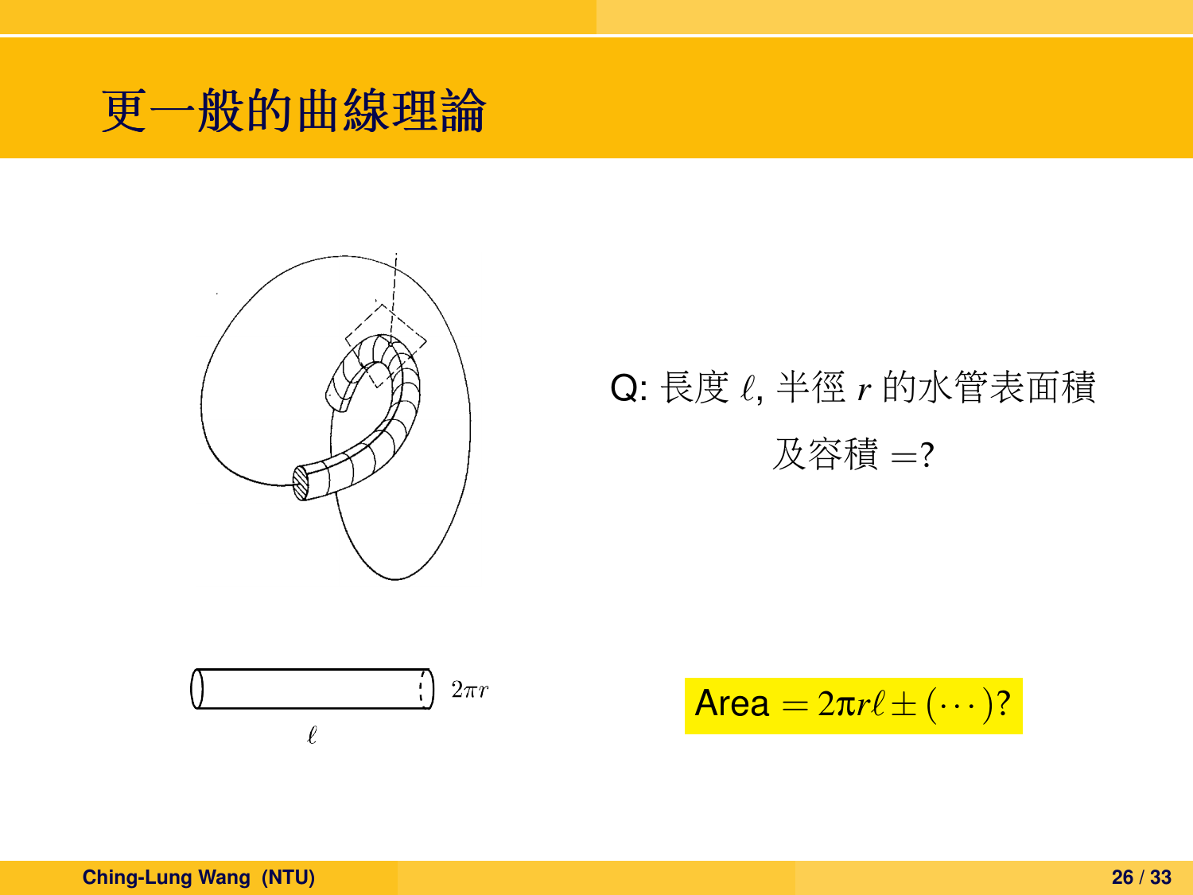# 更一般的曲線理論

Q: 長度 $\ell$, 半徑 $r$ 的水管表面積及容積 =?

$2\pi r$

$\ell$

Area $= 2\pi r\ell \pm (\cdots)$?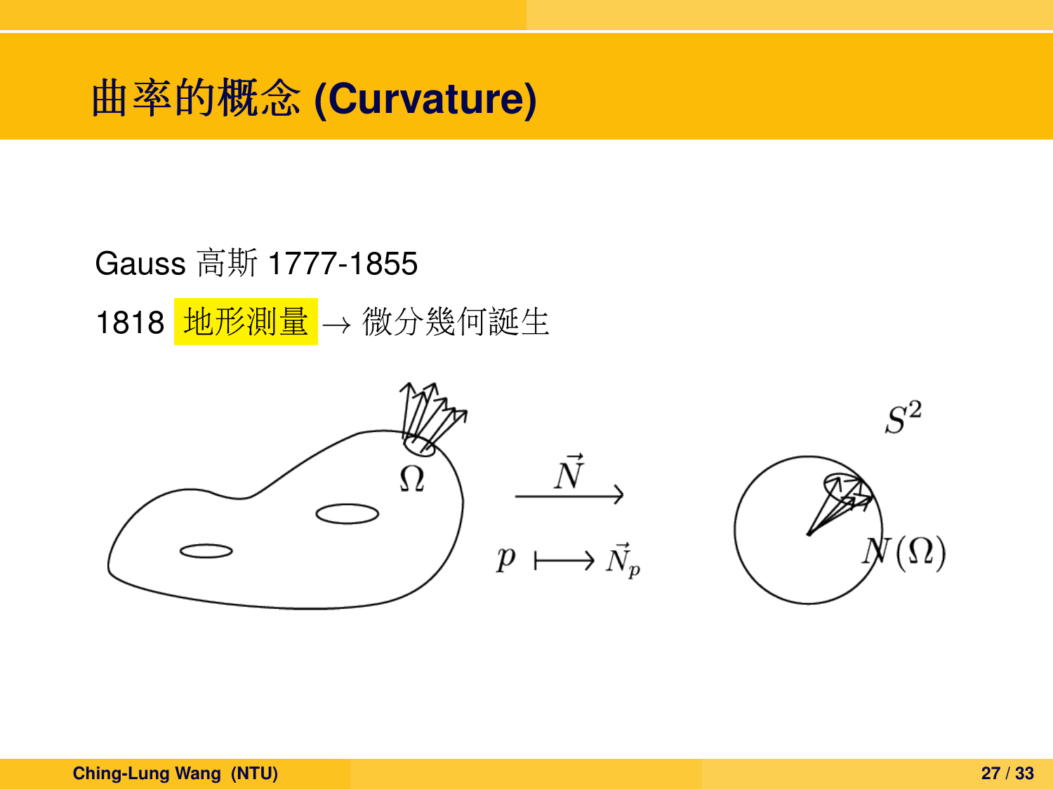# 曲率的概念 (Curvature)

Gauss 高斯 1777-1855

1818 地形測量 $\rightarrow$ 微分幾何誕生

$\Omega$

$\vec{N}$

$p \longmapsto \vec{N}_p$

$S^2$

$N(\Omega)$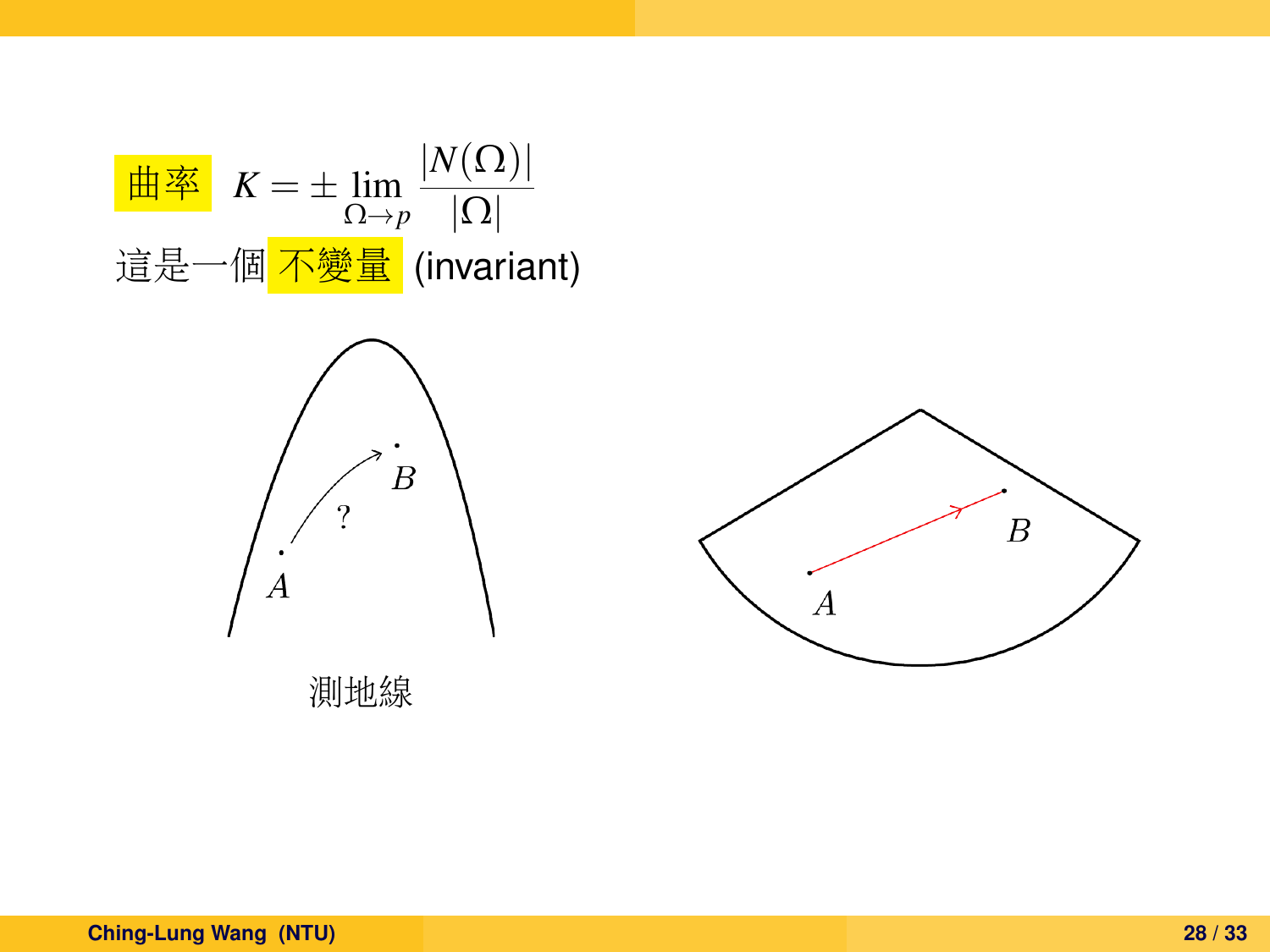曲率 $K = \pm \lim_{\Omega \to p} \frac{|N(\Omega)|}{|\Omega|}$

這是一個 不變量 (invariant)

$A$ $B$ ?

測地線

$A$ $B$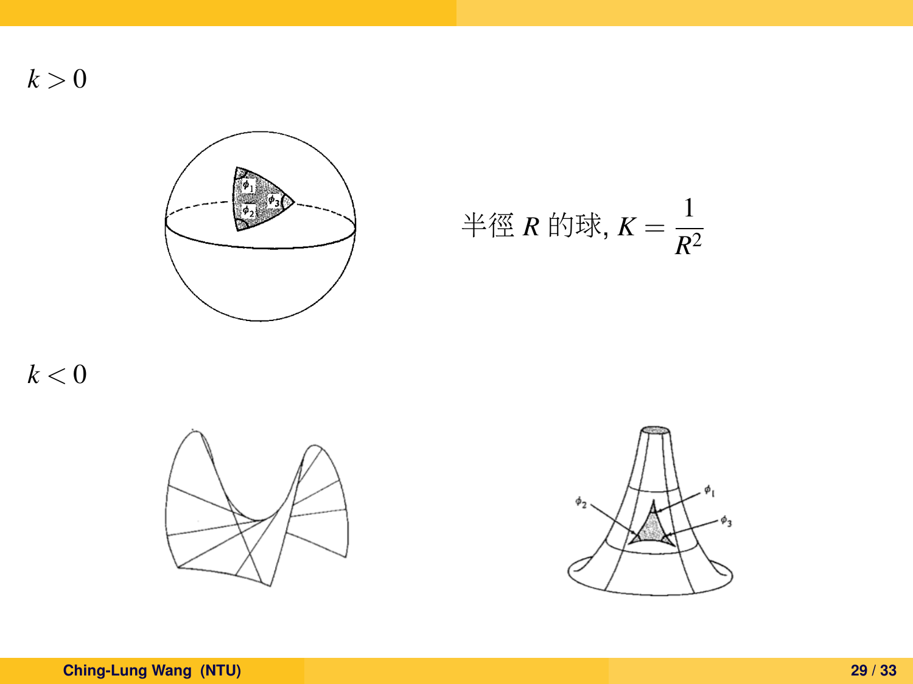$k > 0$

半徑 $R$ 的球, $K = \dfrac{1}{R^2}$

$k < 0$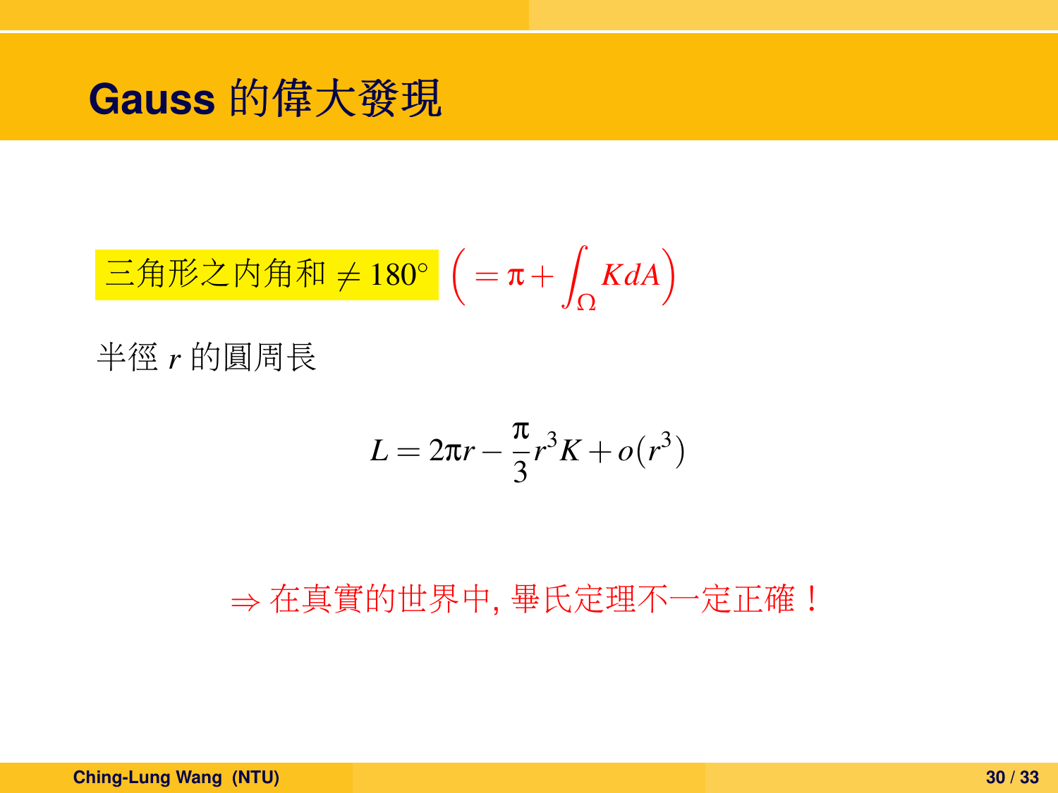# Gauss 的偉大發現

三角形之內角和 $\neq 180^\circ$ $\left( = \pi + \int_\Omega K dA \right)$

半徑 $r$ 的圓周長

$$L = 2\pi r - \frac{\pi}{3} r^3 K + o(r^3)$$

$\Rightarrow$ 在真實的世界中, 畢氏定理不一定正確！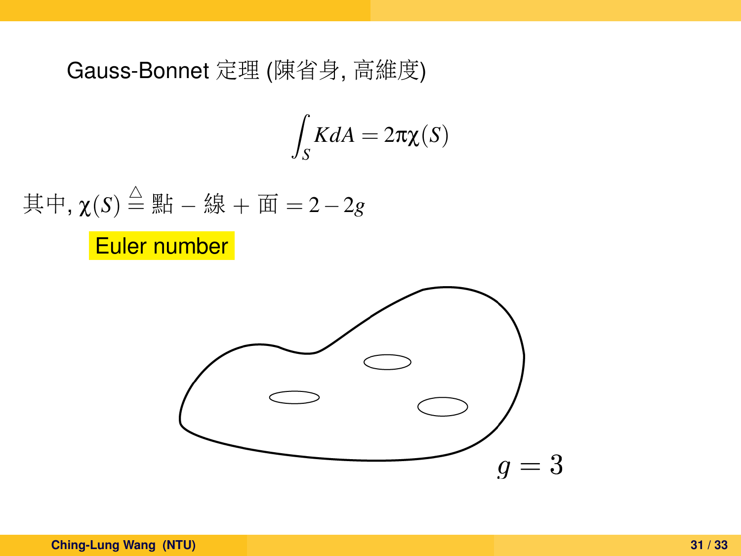Gauss-Bonnet 定理 (陳省身, 高維度)

$$\int_S K dA = 2\pi\chi(S)$$

其中, $\chi(S) \triangleq$ 點 $-$ 線 $+$ 面 $= 2 - 2g$

Euler number

$g = 3$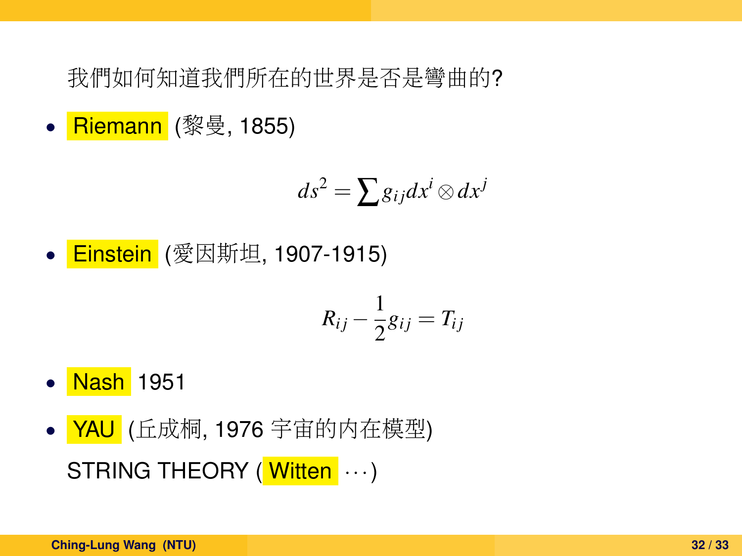我們如何知道我們所在的世界是否是彎曲的?

- Riemann (黎曼, 1855)

$$ds^2 = \sum g_{ij} dx^i \otimes dx^j$$

- Einstein (愛因斯坦, 1907-1915)

$$R_{ij} - \frac{1}{2} g_{ij} = T_{ij}$$

- Nash 1951
- YAU (丘成桐, 1976 宇宙的內在模型)

  STRING THEORY ( Witten $\cdots$)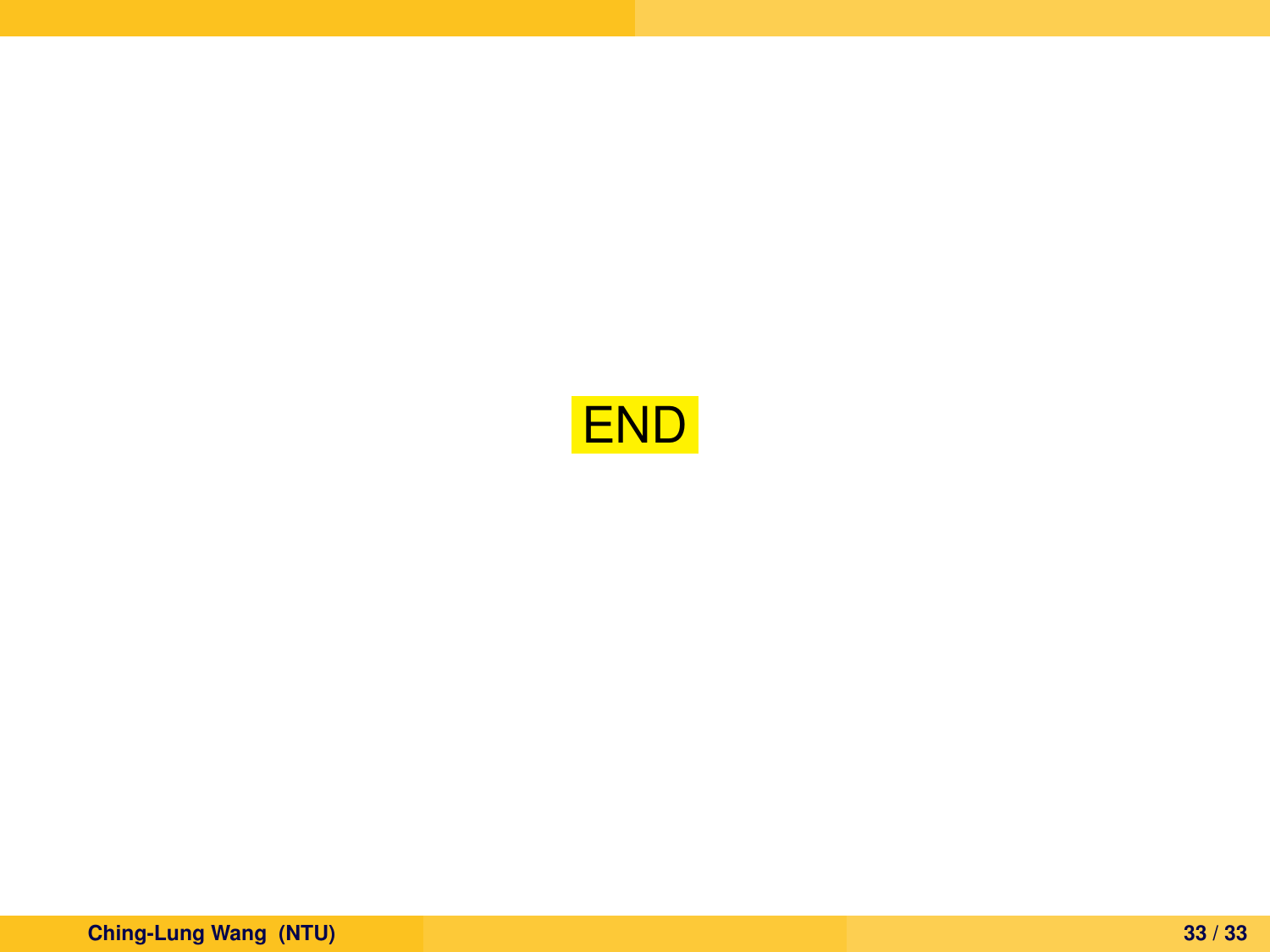END